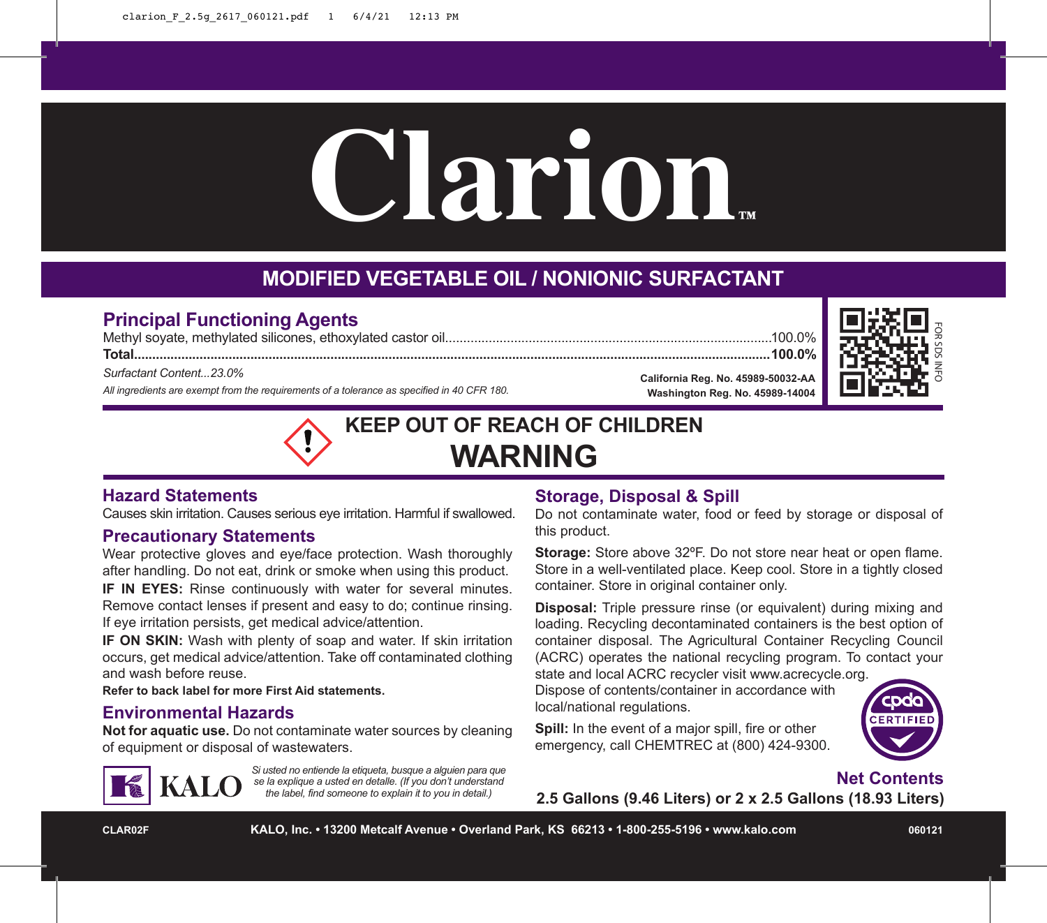# Clarion™

## MODIFIED VEGETABLE OIL / NONIONIC SURFACTANT

### Principal Functioning Agents

Methyl soyate, methylated silicones, ethoxylated castor oil........100.0%

**Total........100.0%**

*Surfactant Content...23.0%*

*All ingredients are exempt from the requirements of a tolerance as specified in 40 CFR 180.*

**California Reg. No. 45989-50032-AA**

**Washington Reg. No. 45989-14004**

FOR SDS INFO

## KEEP OUT OF REACH OF CHILDREN

## WARNING

### Hazard Statements

Causes skin irritation. Causes serious eye irritation. Harmful if swallowed.

### Precautionary Statements

Wear protective gloves and eye/face protection. Wash thoroughly after handling. Do not eat, drink or smoke when using this product.

**IF IN EYES:** Rinse continuously with water for several minutes. Remove contact lenses if present and easy to do; continue rinsing. If eye irritation persists, get medical advice/attention.

**IF ON SKIN:** Wash with plenty of soap and water. If skin irritation occurs, get medical advice/attention. Take off contaminated clothing and wash before reuse.

**Refer to back label for more First Aid statements.**

### Environmental Hazards

**Not for aquatic use.** Do not contaminate water sources by cleaning of equipment or disposal of wastewaters.

KALO

*Si usted no entiende la etiqueta, busque a alguien para que se la explique a usted en detalle. (If you don't understand the label, find someone to explain it to you in detail.)*

### Storage, Disposal & Spill

Do not contaminate water, food or feed by storage or disposal of this product.

**Storage:** Store above 32ºF. Do not store near heat or open flame. Store in a well-ventilated place. Keep cool. Store in a tightly closed container. Store in original container only.

**Disposal:** Triple pressure rinse (or equivalent) during mixing and loading. Recycling decontaminated containers is the best option of container disposal. The Agricultural Container Recycling Council (ACRC) operates the national recycling program. To contact your state and local ACRC recycler visit www.acrecycle.org. Dispose of contents/container in accordance with local/national regulations.

**Spill:** In the event of a major spill, fire or other emergency, call CHEMTREC at (800) 424-9300.

cpda CERTIFIED

### Net Contents

**2.5 Gallons (9.46 Liters) or 2 x 2.5 Gallons (18.93 Liters)**

CLAR02F **KALO, Inc. • 13200 Metcalf Avenue • Overland Park, KS 66213 • 1-800-255-5196 • www.kalo.com** 060121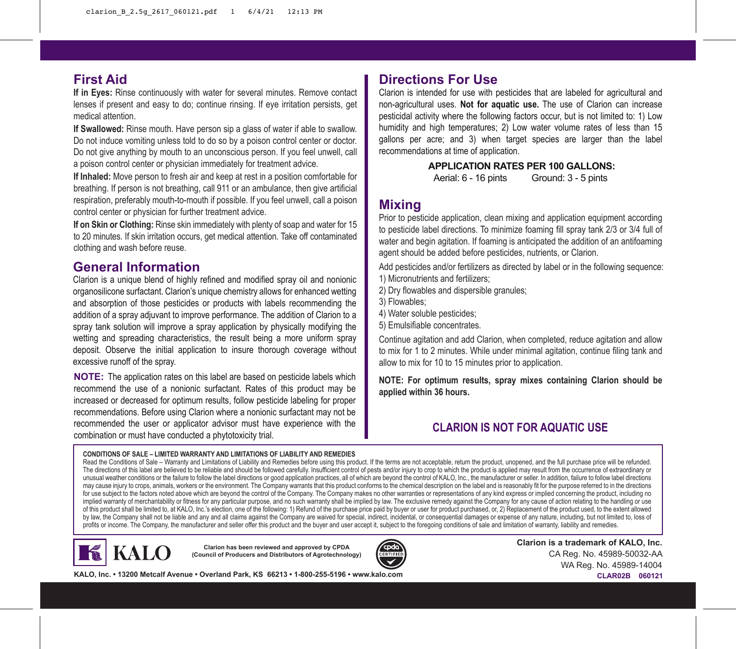## First Aid

**If in Eyes:** Rinse continuously with water for several minutes. Remove contact lenses if present and easy to do; continue rinsing. If eye irritation persists, get medical attention.

**If Swallowed:** Rinse mouth. Have person sip a glass of water if able to swallow. Do not induce vomiting unless told to do so by a poison control center or doctor. Do not give anything by mouth to an unconscious person. If you feel unwell, call a poison control center or physician immediately for treatment advice.

**If Inhaled:** Move person to fresh air and keep at rest in a position comfortable for breathing. If person is not breathing, call 911 or an ambulance, then give artificial respiration, preferably mouth-to-mouth if possible. If you feel unwell, call a poison control center or physician for further treatment advice.

**If on Skin or Clothing:** Rinse skin immediately with plenty of soap and water for 15 to 20 minutes. If skin irritation occurs, get medical attention. Take off contaminated clothing and wash before reuse.

## General Information

Clarion is a unique blend of highly refined and modified spray oil and nonionic organosilicone surfactant. Clarion's unique chemistry allows for enhanced wetting and absorption of those pesticides or products with labels recommending the addition of a spray adjuvant to improve performance. The addition of Clarion to a spray tank solution will improve a spray application by physically modifying the wetting and spreading characteristics, the result being a more uniform spray deposit. Observe the initial application to insure thorough coverage without excessive runoff of the spray.

**NOTE:** The application rates on this label are based on pesticide labels which recommend the use of a nonionic surfactant. Rates of this product may be increased or decreased for optimum results, follow pesticide labeling for proper recommendations. Before using Clarion where a nonionic surfactant may not be recommended the user or applicator advisor must have experience with the combination or must have conducted a phytotoxicity trial.

## Directions For Use

Clarion is intended for use with pesticides that are labeled for agricultural and non-agricultural uses. **Not for aquatic use.** The use of Clarion can increase pesticidal activity where the following factors occur, but is not limited to: 1) Low humidity and high temperatures; 2) Low water volume rates of less than 15 gallons per acre; and 3) when target species are larger than the label recommendations at time of application.

**APPLICATION RATES PER 100 GALLONS:**

Aerial: 6 - 16 pints    Ground: 3 - 5 pints

## Mixing

Prior to pesticide application, clean mixing and application equipment according to pesticide label directions. To minimize foaming fill spray tank 2/3 or 3/4 full of water and begin agitation. If foaming is anticipated the addition of an antifoaming agent should be added before pesticides, nutrients, or Clarion.

Add pesticides and/or fertilizers as directed by label or in the following sequence:

1) Micronutrients and fertilizers;
2) Dry flowables and dispersible granules;
3) Flowables;
4) Water soluble pesticides;
5) Emulsifiable concentrates.

Continue agitation and add Clarion, when completed, reduce agitation and allow to mix for 1 to 2 minutes. While under minimal agitation, continue filing tank and allow to mix for 10 to 15 minutes prior to application.

**NOTE: For optimum results, spray mixes containing Clarion should be applied within 36 hours.**

**CLARION IS NOT FOR AQUATIC USE**

**CONDITIONS OF SALE – LIMITED WARRANTY AND LIMITATIONS OF LIABILITY AND REMEDIES**

Read the Conditions of Sale – Warranty and Limitations of Liability and Remedies before using this product. If the terms are not acceptable, return the product, unopened, and the full purchase price will be refunded. The directions of this label are believed to be reliable and should be followed carefully. Insufficient control of pests and/or injury to crop to which the product is applied may result from the occurrence of extraordinary or unusual weather conditions or the failure to follow the label directions or good application practices, all of which are beyond the control of KALO, Inc., the manufacturer or seller. In addition, failure to follow label directions may cause injury to crops, animals, workers or the environment. The Company warrants that this product conforms to the chemical description on the label and is reasonably fit for the purpose referred to in the directions for use subject to the factors noted above which are beyond the control of the Company. The Company makes no other warranties or representations of any kind express or implied concerning the product, including no implied warranty of merchantability or fitness for any particular purpose, and no such warranty shall be implied by law. The exclusive remedy against the Company for any cause of action relating to the handling or use of this product shall be limited to, at KALO, Inc.'s election, one of the following: 1) Refund of the purchase price paid by buyer or user for product purchased, or, 2) Replacement of the product used, to the extent allowed by law, the Company shall not be liable and any and all claims against the Company are waived for special, indirect, incidental, or consequential damages or expense of any nature, including, but not limited to, loss of profits or income. The Company, the manufacturer and seller offer this product and the buyer and user accept it, subject to the foregoing conditions of sale and limitation of warranty, liability and remedies.

KALO

Clarion has been reviewed and approved by CPDA (Council of Producers and Distributors of Agrotechnology)

CPDA CERTIFIED

**Clarion is a trademark of KALO, Inc.**

CA Reg. No. 45989-50032-AA

WA Reg. No. 45989-14004

**CLAR02B 060121**

**KALO, Inc. • 13200 Metcalf Avenue • Overland Park, KS 66213 • 1-800-255-5196 • www.kalo.com**